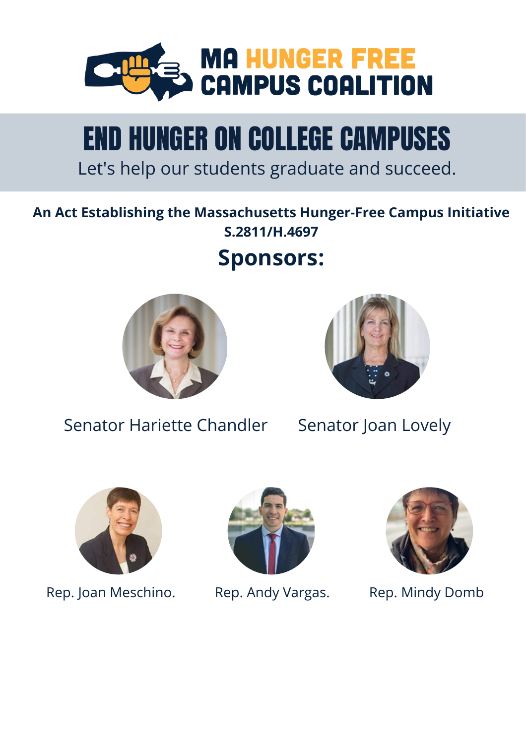# MA HUNGER FREE CAMPUS COALITION

## END HUNGER ON COLLEGE CAMPUSES

Let's help our students graduate and succeed.

**An Act Establishing the Massachusetts Hunger-Free Campus Initiative**
**S.2811/H.4697**

## Sponsors:

Senator Hariette Chandler

Senator Joan Lovely

Rep. Joan Meschino.

Rep. Andy Vargas.

Rep. Mindy Domb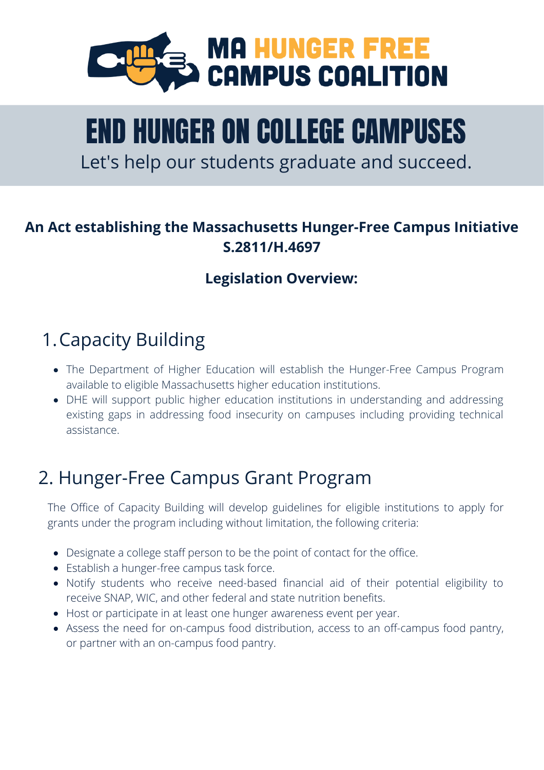# MA HUNGER FREE CAMPUS COALITION

# END HUNGER ON COLLEGE CAMPUSES

Let's help our students graduate and succeed.

**An Act establishing the Massachusetts Hunger-Free Campus Initiative S.2811/H.4697**

**Legislation Overview:**

## 1. Capacity Building

- The Department of Higher Education will establish the Hunger-Free Campus Program available to eligible Massachusetts higher education institutions.
- DHE will support public higher education institutions in understanding and addressing existing gaps in addressing food insecurity on campuses including providing technical assistance.

## 2. Hunger-Free Campus Grant Program

The Office of Capacity Building will develop guidelines for eligible institutions to apply for grants under the program including without limitation, the following criteria:

- Designate a college staff person to be the point of contact for the office.
- Establish a hunger-free campus task force.
- Notify students who receive need-based financial aid of their potential eligibility to receive SNAP, WIC, and other federal and state nutrition benefits.
- Host or participate in at least one hunger awareness event per year.
- Assess the need for on-campus food distribution, access to an off-campus food pantry, or partner with an on-campus food pantry.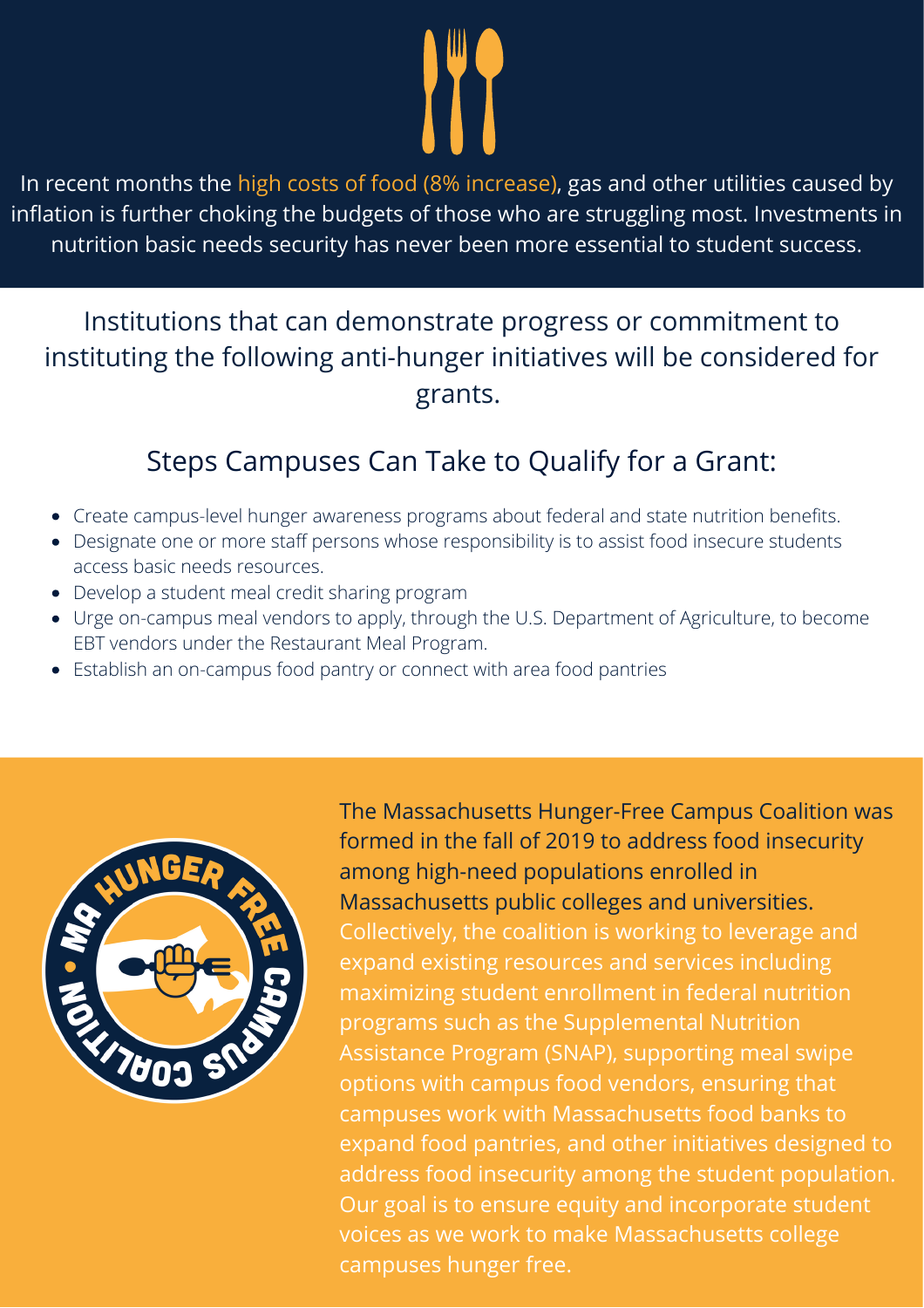In recent months the high costs of food (8% increase), gas and other utilities caused by inflation is further choking the budgets of those who are struggling most. Investments in nutrition basic needs security has never been more essential to student success.

Institutions that can demonstrate progress or commitment to instituting the following anti-hunger initiatives will be considered for grants.

## Steps Campuses Can Take to Qualify for a Grant:

- Create campus-level hunger awareness programs about federal and state nutrition benefits.
- Designate one or more staff persons whose responsibility is to assist food insecure students access basic needs resources.
- Develop a student meal credit sharing program
- Urge on-campus meal vendors to apply, through the U.S. Department of Agriculture, to become EBT vendors under the Restaurant Meal Program.
- Establish an on-campus food pantry or connect with area food pantries

The Massachusetts Hunger-Free Campus Coalition was formed in the fall of 2019 to address food insecurity among high-need populations enrolled in Massachusetts public colleges and universities. Collectively, the coalition is working to leverage and expand existing resources and services including maximizing student enrollment in federal nutrition programs such as the Supplemental Nutrition Assistance Program (SNAP), supporting meal swipe options with campus food vendors, ensuring that campuses work with Massachusetts food banks to expand food pantries, and other initiatives designed to address food insecurity among the student population. Our goal is to ensure equity and incorporate student voices as we work to make Massachusetts college campuses hunger free.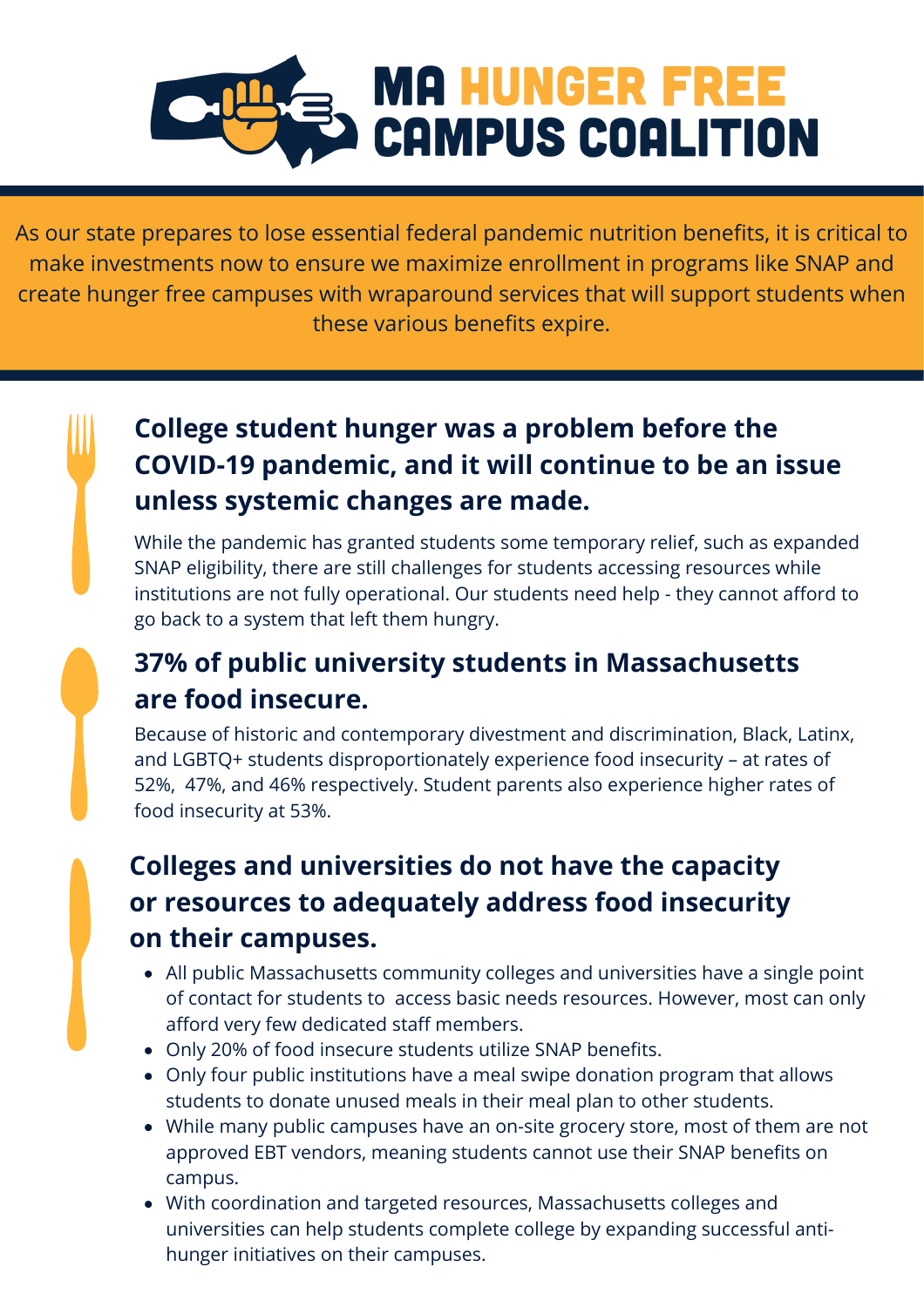# MA HUNGER FREE CAMPUS COALITION

As our state prepares to lose essential federal pandemic nutrition benefits, it is critical to make investments now to ensure we maximize enrollment in programs like SNAP and create hunger free campuses with wraparound services that will support students when these various benefits expire.

## College student hunger was a problem before the COVID-19 pandemic, and it will continue to be an issue unless systemic changes are made.

While the pandemic has granted students some temporary relief, such as expanded SNAP eligibility, there are still challenges for students accessing resources while institutions are not fully operational. Our students need help - they cannot afford to go back to a system that left them hungry.

## 37% of public university students in Massachusetts are food insecure.

Because of historic and contemporary divestment and discrimination, Black, Latinx, and LGBTQ+ students disproportionately experience food insecurity – at rates of 52%, 47%, and 46% respectively. Student parents also experience higher rates of food insecurity at 53%.

## Colleges and universities do not have the capacity or resources to adequately address food insecurity on their campuses.

- All public Massachusetts community colleges and universities have a single point of contact for students to access basic needs resources. However, most can only afford very few dedicated staff members.
- Only 20% of food insecure students utilize SNAP benefits.
- Only four public institutions have a meal swipe donation program that allows students to donate unused meals in their meal plan to other students.
- While many public campuses have an on-site grocery store, most of them are not approved EBT vendors, meaning students cannot use their SNAP benefits on campus.
- With coordination and targeted resources, Massachusetts colleges and universities can help students complete college by expanding successful anti-hunger initiatives on their campuses.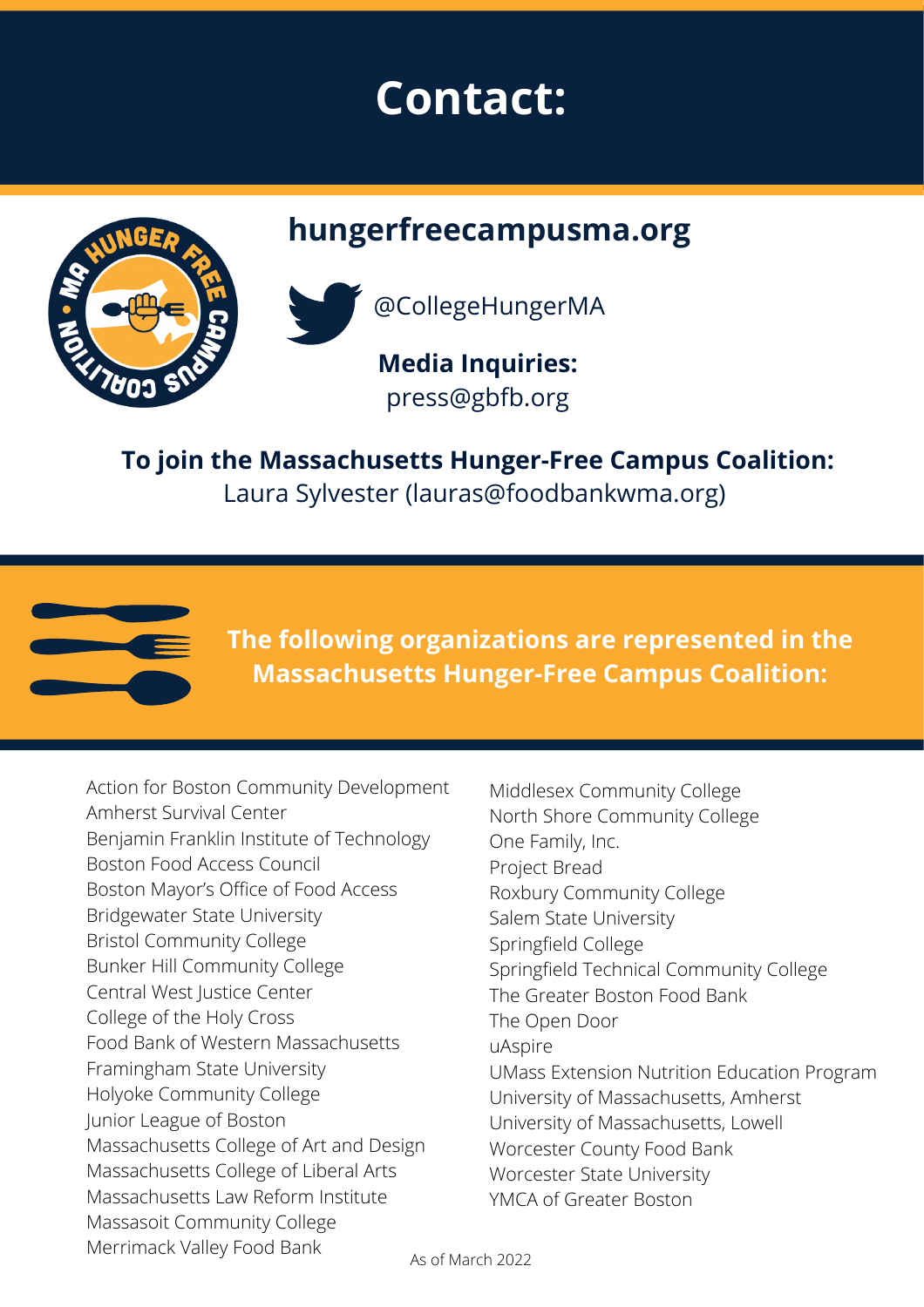# Contact:

## hungerfreecampusma.org

@CollegeHungerMA

**Media Inquiries:**
press@gbfb.org

**To join the Massachusetts Hunger-Free Campus Coalition:**
Laura Sylvester (lauras@foodbankwma.org)

**The following organizations are represented in the Massachusetts Hunger-Free Campus Coalition:**

Action for Boston Community Development
Amherst Survival Center
Benjamin Franklin Institute of Technology
Boston Food Access Council
Boston Mayor's Office of Food Access
Bridgewater State University
Bristol Community College
Bunker Hill Community College
Central West Justice Center
College of the Holy Cross
Food Bank of Western Massachusetts
Framingham State University
Holyoke Community College
Junior League of Boston
Massachusetts College of Art and Design
Massachusetts College of Liberal Arts
Massachusetts Law Reform Institute
Massasoit Community College
Merrimack Valley Food Bank
Middlesex Community College
North Shore Community College
One Family, Inc.
Project Bread
Roxbury Community College
Salem State University
Springfield College
Springfield Technical Community College
The Greater Boston Food Bank
The Open Door
uAspire
UMass Extension Nutrition Education Program
University of Massachusetts, Amherst
University of Massachusetts, Lowell
Worcester County Food Bank
Worcester State University
YMCA of Greater Boston

As of March 2022